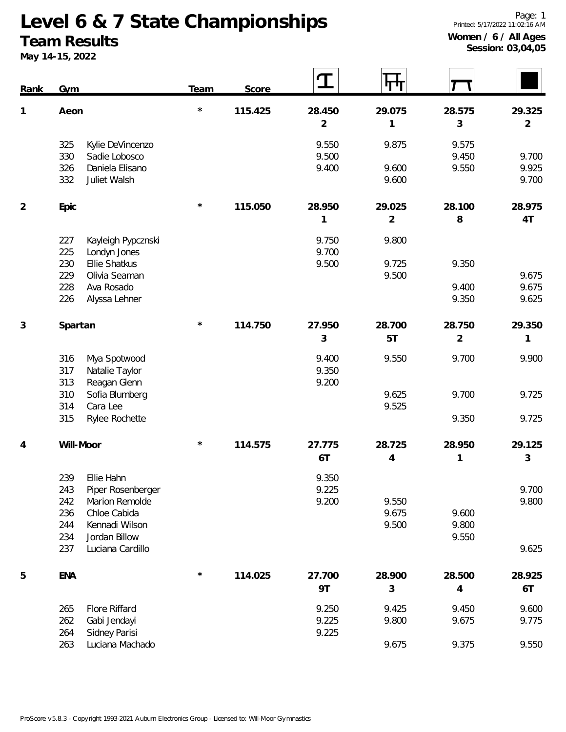# Level 6 & 7 State Championships

## Team Results

May 14-15, 2022

Printed: 5/17/2022 11:02:16 AM

**Women / 6 / All Ages**
**Session: 03,04,05**

| Rank | Gym | | Team | Score | Vault | Bars | Beam | Floor |
|---|---|---|---|---|---|---|---|---|
| 1 | Aeon | | * | 115.425 | 28.450<br>2 | 29.075<br>1 | 28.575<br>3 | 29.325<br>2 |
| | 325 | Kylie DeVincenzo | | | 9.550 | 9.875 | 9.575 | |
| | 330 | Sadie Lobosco | | | 9.500 | | 9.450 | 9.700 |
| | 326 | Daniela Elisano | | | 9.400 | 9.600 | 9.550 | 9.925 |
| | 332 | Juliet Walsh | | | | 9.600 | | 9.700 |
| 2 | Epic | | * | 115.050 | 28.950<br>1 | 29.025<br>2 | 28.100<br>8 | 28.975<br>4T |
| | 227 | Kayleigh Pypcznski | | | 9.750 | 9.800 | | |
| | 225 | Londyn Jones | | | 9.700 | | | |
| | 230 | Ellie Shatkus | | | 9.500 | 9.725 | 9.350 | |
| | 229 | Olivia Seaman | | | | 9.500 | | 9.675 |
| | 228 | Ava Rosado | | | | | 9.400 | 9.675 |
| | 226 | Alyssa Lehner | | | | | 9.350 | 9.625 |
| 3 | Spartan | | * | 114.750 | 27.950<br>3 | 28.700<br>5T | 28.750<br>2 | 29.350<br>1 |
| | 316 | Mya Spotwood | | | 9.400 | 9.550 | 9.700 | 9.900 |
| | 317 | Natalie Taylor | | | 9.350 | | | |
| | 313 | Reagan Glenn | | | 9.200 | | | |
| | 310 | Sofia Blumberg | | | | 9.625 | 9.700 | 9.725 |
| | 314 | Cara Lee | | | | 9.525 | | |
| | 315 | Rylee Rochette | | | | | 9.350 | 9.725 |
| 4 | Will-Moor | | * | 114.575 | 27.775<br>6T | 28.725<br>4 | 28.950<br>1 | 29.125<br>3 |
| | 239 | Ellie Hahn | | | 9.350 | | | |
| | 243 | Piper Rosenberger | | | 9.225 | | | 9.700 |
| | 242 | Marion Remolde | | | 9.200 | 9.550 | | 9.800 |
| | 236 | Chloe Cabida | | | | 9.675 | 9.600 | |
| | 244 | Kennadi Wilson | | | | 9.500 | 9.800 | |
| | 234 | Jordan Billow | | | | | 9.550 | |
| | 237 | Luciana Cardillo | | | | | | 9.625 |
| 5 | ENA | | * | 114.025 | 27.700<br>9T | 28.900<br>3 | 28.500<br>4 | 28.925<br>6T |
| | 265 | Flore Riffard | | | 9.250 | 9.425 | 9.450 | 9.600 |
| | 262 | Gabi Jendayi | | | 9.225 | 9.800 | 9.675 | 9.775 |
| | 264 | Sidney Parisi | | | 9.225 | | | |
| | 263 | Luciana Machado | | | | 9.675 | 9.375 | 9.550 |

ProScore v5.8.3 - Copyright 1993-2021 Auburn Electronics Group - Licensed to: Will-Moor Gymnastics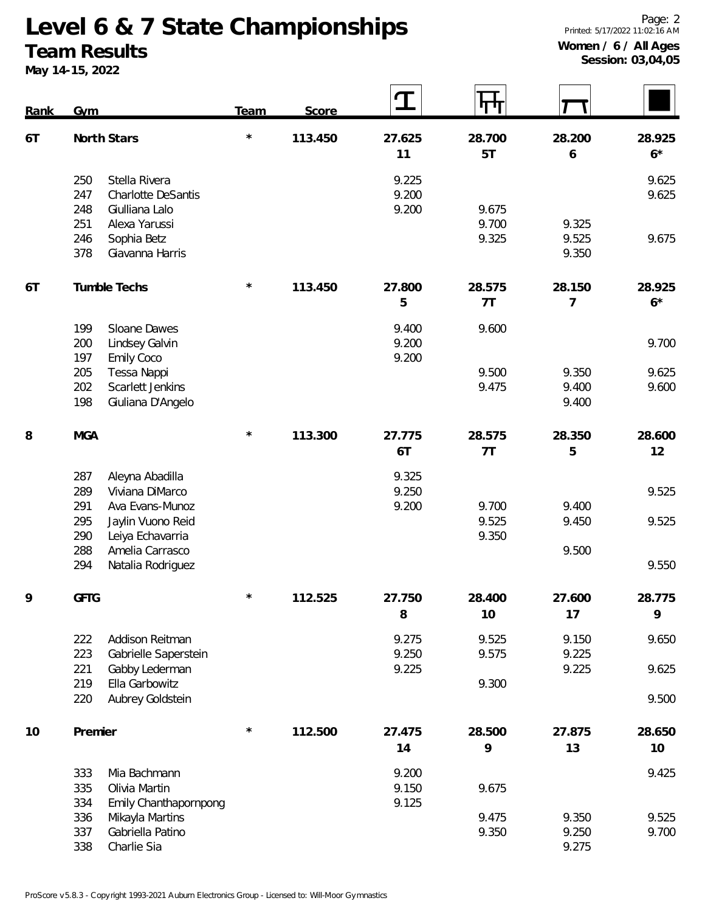# Level 6 & 7 State Championships

## Team Results

**May 14-15, 2022**

Printed: 5/17/2022 11:02:16 AM

**Women / 6 / All Ages**
**Session: 03,04,05**

| Rank | Gym | | Team | Score | Vault | Bars | Beam | Floor |
|---|---|---|---|---|---|---|---|---|
| 6T | North Stars | | * | 113.450 | 27.625 (11) | 28.700 (5T) | 28.200 (6) | 28.925 (6*) |
| | 250 | Stella Rivera | | | 9.225 | | | 9.625 |
| | 247 | Charlotte DeSantis | | | 9.200 | | | 9.625 |
| | 248 | Giulliana Lalo | | | 9.200 | 9.675 | | |
| | 251 | Alexa Yarussi | | | | 9.700 | 9.325 | |
| | 246 | Sophia Betz | | | | 9.325 | 9.525 | 9.675 |
| | 378 | Giavanna Harris | | | | | 9.350 | |
| 6T | Tumble Techs | | * | 113.450 | 27.800 (5) | 28.575 (7T) | 28.150 (7) | 28.925 (6*) |
| | 199 | Sloane Dawes | | | 9.400 | 9.600 | | |
| | 200 | Lindsey Galvin | | | 9.200 | | | 9.700 |
| | 197 | Emily Coco | | | 9.200 | | | |
| | 205 | Tessa Nappi | | | | 9.500 | 9.350 | 9.625 |
| | 202 | Scarlett Jenkins | | | | 9.475 | 9.400 | 9.600 |
| | 198 | Giuliana D'Angelo | | | | | 9.400 | |
| 8 | MGA | | * | 113.300 | 27.775 (6T) | 28.575 (7T) | 28.350 (5) | 28.600 (12) |
| | 287 | Aleyna Abadilla | | | 9.325 | | | |
| | 289 | Viviana DiMarco | | | 9.250 | | | 9.525 |
| | 291 | Ava Evans-Munoz | | | 9.200 | 9.700 | 9.400 | |
| | 295 | Jaylin Vuono Reid | | | | 9.525 | 9.450 | 9.525 |
| | 290 | Leiya Echavarria | | | | 9.350 | | |
| | 288 | Amelia Carrasco | | | | | 9.500 | |
| | 294 | Natalia Rodriguez | | | | | | 9.550 |
| 9 | GFTG | | * | 112.525 | 27.750 (8) | 28.400 (10) | 27.600 (17) | 28.775 (9) |
| | 222 | Addison Reitman | | | 9.275 | 9.525 | 9.150 | 9.650 |
| | 223 | Gabrielle Saperstein | | | 9.250 | 9.575 | 9.225 | |
| | 221 | Gabby Lederman | | | 9.225 | | 9.225 | 9.625 |
| | 219 | Ella Garbowitz | | | | 9.300 | | |
| | 220 | Aubrey Goldstein | | | | | | 9.500 |
| 10 | Premier | | * | 112.500 | 27.475 (14) | 28.500 (9) | 27.875 (13) | 28.650 (10) |
| | 333 | Mia Bachmann | | | 9.200 | | | 9.425 |
| | 335 | Olivia Martin | | | 9.150 | 9.675 | | |
| | 334 | Emily Chanthapornpong | | | 9.125 | | | |
| | 336 | Mikayla Martins | | | | 9.475 | 9.350 | 9.525 |
| | 337 | Gabriella Patino | | | | 9.350 | 9.250 | 9.700 |
| | 338 | Charlie Sia | | | | | 9.275 | |

ProScore v5.8.3 - Copyright 1993-2021 Auburn Electronics Group - Licensed to: Will-Moor Gymnastics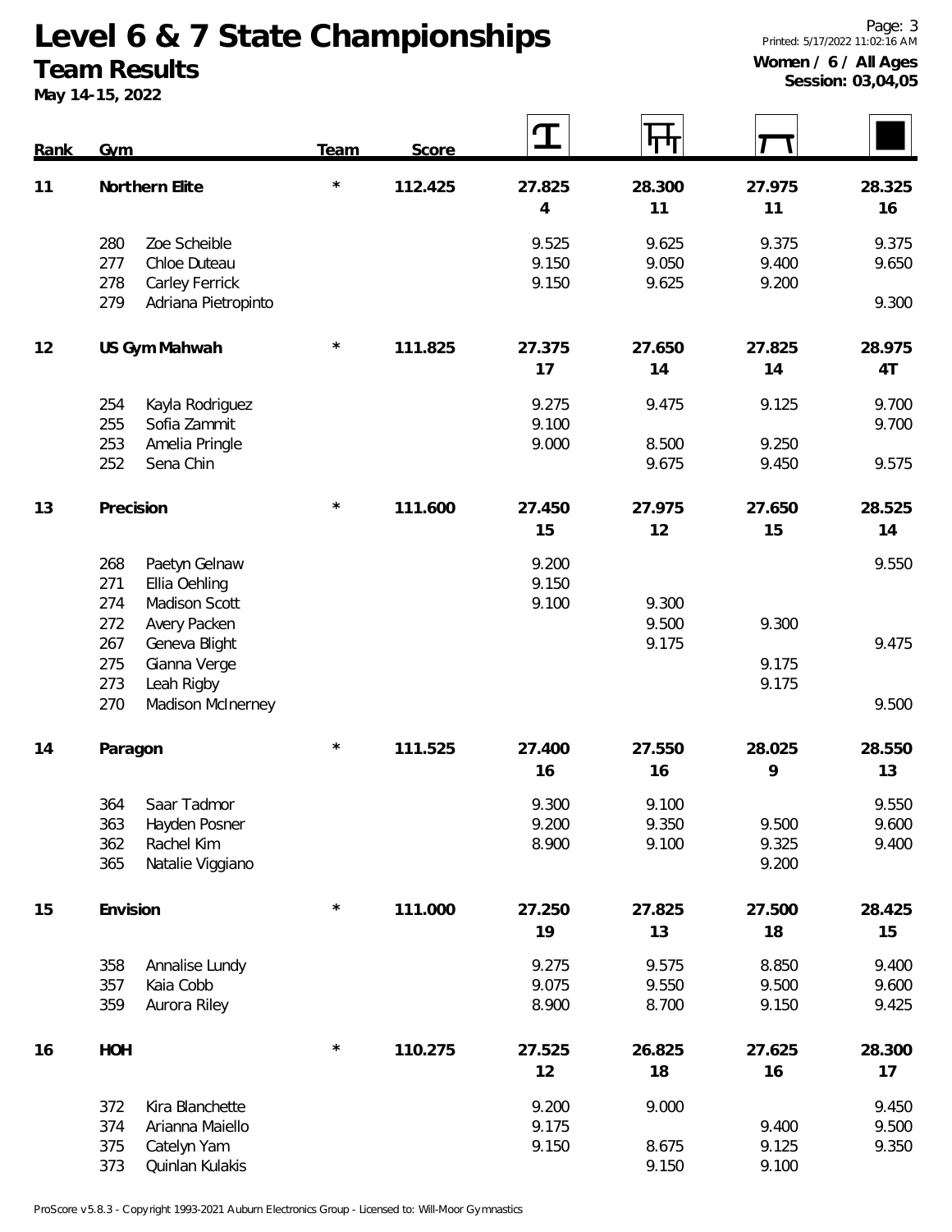# Level 6 & 7 State Championships

## Team Results

**May 14-15, 2022**

**Women / 6 / All Ages**
**Session: 03,04,05**

| Rank | Gym | | Team | Score | Vault | Bars | Beam | Floor |
|---|---|---|---|---|---|---|---|---|
| 11 | Northern Elite | | * | 112.425 | 27.825 | 28.300 | 27.975 | 28.325 |
| | | | | | 4 | 11 | 11 | 16 |
| | 280 | Zoe Scheible | | | 9.525 | 9.625 | 9.375 | 9.375 |
| | 277 | Chloe Duteau | | | 9.150 | 9.050 | 9.400 | 9.650 |
| | 278 | Carley Ferrick | | | 9.150 | 9.625 | 9.200 | |
| | 279 | Adriana Pietropinto | | | | | | 9.300 |
| 12 | US Gym Mahwah | | * | 111.825 | 27.375 | 27.650 | 27.825 | 28.975 |
| | | | | | 17 | 14 | 14 | 4T |
| | 254 | Kayla Rodriguez | | | 9.275 | 9.475 | 9.125 | 9.700 |
| | 255 | Sofia Zammit | | | 9.100 | | | 9.700 |
| | 253 | Amelia Pringle | | | 9.000 | 8.500 | 9.250 | |
| | 252 | Sena Chin | | | | 9.675 | 9.450 | 9.575 |
| 13 | Precision | | * | 111.600 | 27.450 | 27.975 | 27.650 | 28.525 |
| | | | | | 15 | 12 | 15 | 14 |
| | 268 | Paetyn Gelnaw | | | 9.200 | | | 9.550 |
| | 271 | Ellia Oehling | | | 9.150 | | | |
| | 274 | Madison Scott | | | 9.100 | 9.300 | | |
| | 272 | Avery Packen | | | | 9.500 | 9.300 | |
| | 267 | Geneva Blight | | | | 9.175 | | 9.475 |
| | 275 | Gianna Verge | | | | | 9.175 | |
| | 273 | Leah Rigby | | | | | 9.175 | |
| | 270 | Madison McInerney | | | | | | 9.500 |
| 14 | Paragon | | * | 111.525 | 27.400 | 27.550 | 28.025 | 28.550 |
| | | | | | 16 | 16 | 9 | 13 |
| | 364 | Saar Tadmor | | | 9.300 | 9.100 | | 9.550 |
| | 363 | Hayden Posner | | | 9.200 | 9.350 | 9.500 | 9.600 |
| | 362 | Rachel Kim | | | 8.900 | 9.100 | 9.325 | 9.400 |
| | 365 | Natalie Viggiano | | | | | 9.200 | |
| 15 | Envision | | * | 111.000 | 27.250 | 27.825 | 27.500 | 28.425 |
| | | | | | 19 | 13 | 18 | 15 |
| | 358 | Annalise Lundy | | | 9.275 | 9.575 | 8.850 | 9.400 |
| | 357 | Kaia Cobb | | | 9.075 | 9.550 | 9.500 | 9.600 |
| | 359 | Aurora Riley | | | 8.900 | 8.700 | 9.150 | 9.425 |
| 16 | HOH | | * | 110.275 | 27.525 | 26.825 | 27.625 | 28.300 |
| | | | | | 12 | 18 | 16 | 17 |
| | 372 | Kira Blanchette | | | 9.200 | 9.000 | | 9.450 |
| | 374 | Arianna Maiello | | | 9.175 | | 9.400 | 9.500 |
| | 375 | Catelyn Yam | | | 9.150 | 8.675 | 9.125 | 9.350 |
| | 373 | Quinlan Kulakis | | | | 9.150 | 9.100 | |

ProScore v5.8.3 - Copyright 1993-2021 Auburn Electronics Group - Licensed to: Will-Moor Gymnastics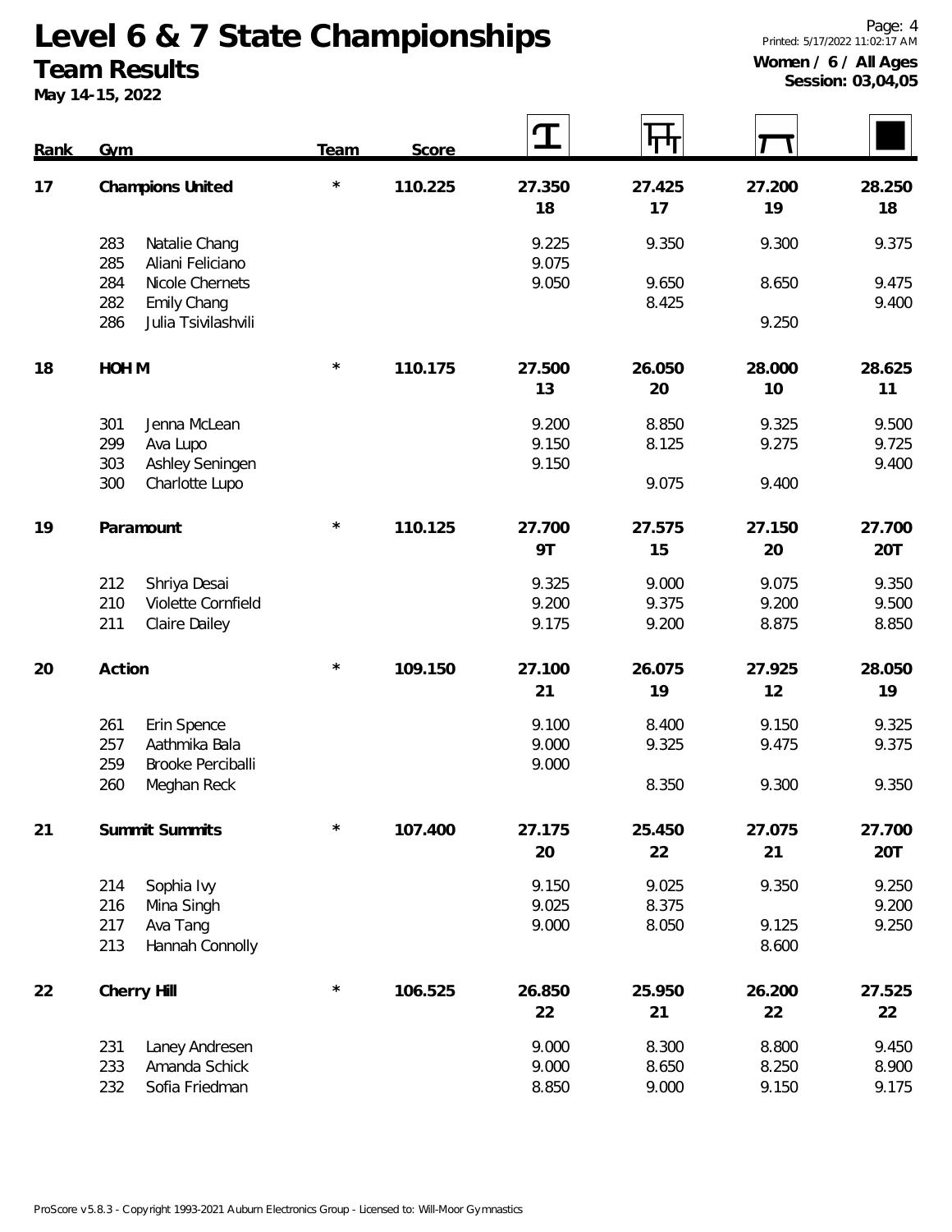# Level 6 & 7 State Championships

## Team Results

May 14-15, 2022

Women / 6 / All Ages
Session: 03,04,05

| Rank | Gym | Team | Score | Vault | Bars | Beam | Floor |
|---|---|---|---|---|---|---|---|
| 17 | Champions United | * | 110.225 | 27.350 | 27.425 | 27.200 | 28.250 |
| | | | | 18 | 17 | 19 | 18 |
| | 283 Natalie Chang | | | 9.225 | 9.350 | 9.300 | 9.375 |
| | 285 Aliani Feliciano | | | 9.075 | | | |
| | 284 Nicole Chernets | | | 9.050 | 9.650 | 8.650 | 9.475 |
| | 282 Emily Chang | | | | 8.425 | | 9.400 |
| | 286 Julia Tsivilashvili | | | | | 9.250 | |
| 18 | HOH M | * | 110.175 | 27.500 | 26.050 | 28.000 | 28.625 |
| | | | | 13 | 20 | 10 | 11 |
| | 301 Jenna McLean | | | 9.200 | 8.850 | 9.325 | 9.500 |
| | 299 Ava Lupo | | | 9.150 | 8.125 | 9.275 | 9.725 |
| | 303 Ashley Seningen | | | 9.150 | | | 9.400 |
| | 300 Charlotte Lupo | | | | 9.075 | 9.400 | |
| 19 | Paramount | * | 110.125 | 27.700 | 27.575 | 27.150 | 27.700 |
| | | | | 9T | 15 | 20 | 20T |
| | 212 Shriya Desai | | | 9.325 | 9.000 | 9.075 | 9.350 |
| | 210 Violette Cornfield | | | 9.200 | 9.375 | 9.200 | 9.500 |
| | 211 Claire Dailey | | | 9.175 | 9.200 | 8.875 | 8.850 |
| 20 | Action | * | 109.150 | 27.100 | 26.075 | 27.925 | 28.050 |
| | | | | 21 | 19 | 12 | 19 |
| | 261 Erin Spence | | | 9.100 | 8.400 | 9.150 | 9.325 |
| | 257 Aathmika Bala | | | 9.000 | 9.325 | 9.475 | 9.375 |
| | 259 Brooke Perciballi | | | 9.000 | | | |
| | 260 Meghan Reck | | | | 8.350 | 9.300 | 9.350 |
| 21 | Summit Summits | * | 107.400 | 27.175 | 25.450 | 27.075 | 27.700 |
| | | | | 20 | 22 | 21 | 20T |
| | 214 Sophia Ivy | | | 9.150 | 9.025 | 9.350 | 9.250 |
| | 216 Mina Singh | | | 9.025 | 8.375 | | 9.200 |
| | 217 Ava Tang | | | 9.000 | 8.050 | 9.125 | 9.250 |
| | 213 Hannah Connolly | | | | | 8.600 | |
| 22 | Cherry Hill | * | 106.525 | 26.850 | 25.950 | 26.200 | 27.525 |
| | | | | 22 | 21 | 22 | 22 |
| | 231 Laney Andresen | | | 9.000 | 8.300 | 8.800 | 9.450 |
| | 233 Amanda Schick | | | 9.000 | 8.650 | 8.250 | 8.900 |
| | 232 Sofia Friedman | | | 8.850 | 9.000 | 9.150 | 9.175 |

ProScore v5.8.3 - Copyright 1993-2021 Auburn Electronics Group - Licensed to: Will-Moor Gymnastics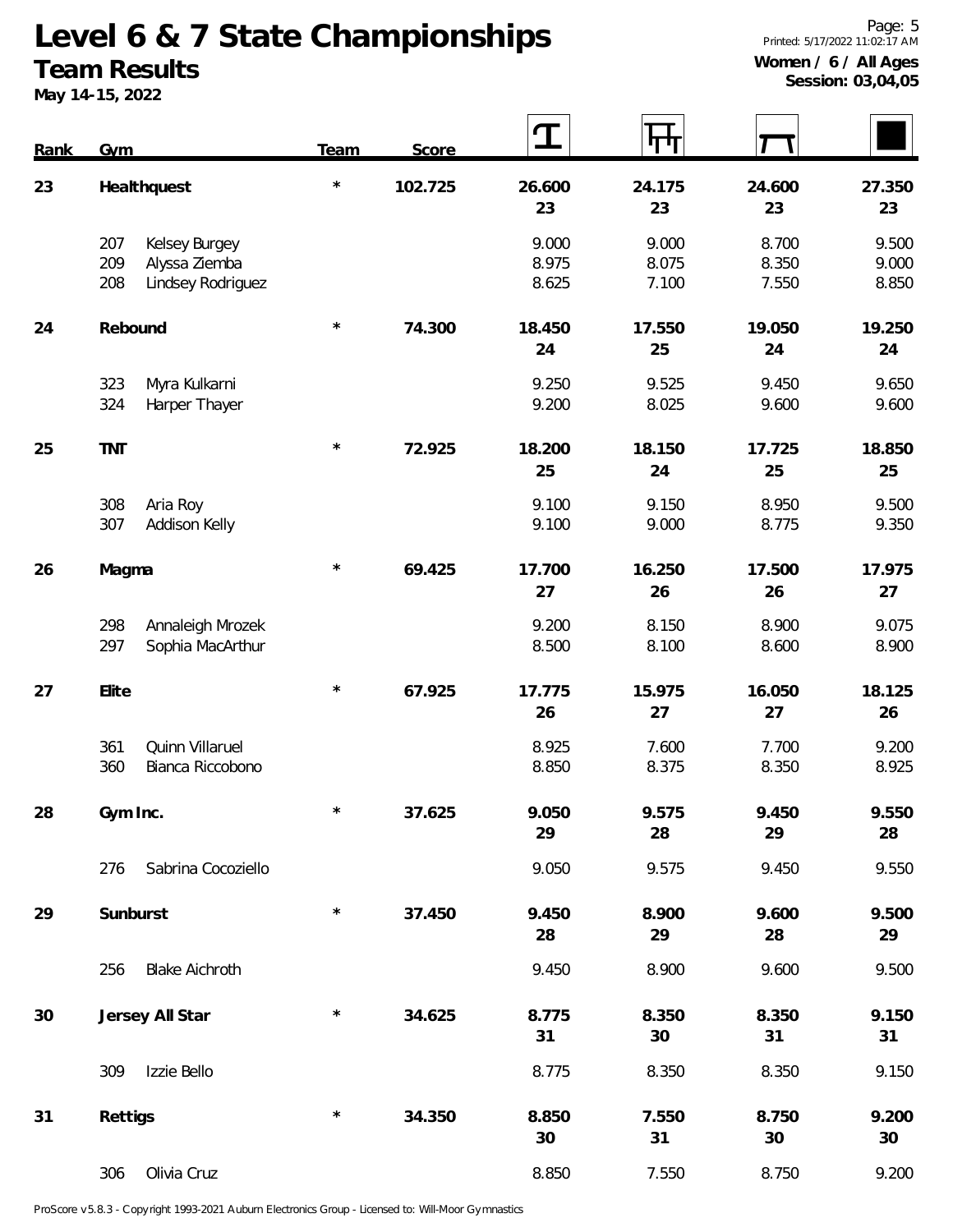# Level 6 & 7 State Championships

## Team Results

May 14-15, 2022

Women / 6 / All Ages
Session: 03,04,05

| Rank | Gym | | Team | Score | Vault | Bars | Beam | Floor |
|---|---|---|---|---|---|---|---|---|
| 23 | Healthquest | | * | 102.725 | 26.600 (23) | 24.175 (23) | 24.600 (23) | 27.350 (23) |
| | 207 | Kelsey Burgey | | | 9.000 | 9.000 | 8.700 | 9.500 |
| | 209 | Alyssa Ziemba | | | 8.975 | 8.075 | 8.350 | 9.000 |
| | 208 | Lindsey Rodriguez | | | 8.625 | 7.100 | 7.550 | 8.850 |
| 24 | Rebound | | * | 74.300 | 18.450 (24) | 17.550 (25) | 19.050 (24) | 19.250 (24) |
| | 323 | Myra Kulkarni | | | 9.250 | 9.525 | 9.450 | 9.650 |
| | 324 | Harper Thayer | | | 9.200 | 8.025 | 9.600 | 9.600 |
| 25 | TNT | | * | 72.925 | 18.200 (25) | 18.150 (24) | 17.725 (25) | 18.850 (25) |
| | 308 | Aria Roy | | | 9.100 | 9.150 | 8.950 | 9.500 |
| | 307 | Addison Kelly | | | 9.100 | 9.000 | 8.775 | 9.350 |
| 26 | Magma | | * | 69.425 | 17.700 (27) | 16.250 (26) | 17.500 (26) | 17.975 (27) |
| | 298 | Annaleigh Mrozek | | | 9.200 | 8.150 | 8.900 | 9.075 |
| | 297 | Sophia MacArthur | | | 8.500 | 8.100 | 8.600 | 8.900 |
| 27 | Elite | | * | 67.925 | 17.775 (26) | 15.975 (27) | 16.050 (27) | 18.125 (26) |
| | 361 | Quinn Villaruel | | | 8.925 | 7.600 | 7.700 | 9.200 |
| | 360 | Bianca Riccobono | | | 8.850 | 8.375 | 8.350 | 8.925 |
| 28 | Gym Inc. | | * | 37.625 | 9.050 (29) | 9.575 (28) | 9.450 (29) | 9.550 (28) |
| | 276 | Sabrina Cocoziello | | | 9.050 | 9.575 | 9.450 | 9.550 |
| 29 | Sunburst | | * | 37.450 | 9.450 (28) | 8.900 (29) | 9.600 (28) | 9.500 (29) |
| | 256 | Blake Aichroth | | | 9.450 | 8.900 | 9.600 | 9.500 |
| 30 | Jersey All Star | | * | 34.625 | 8.775 (31) | 8.350 (30) | 8.350 (31) | 9.150 (31) |
| | 309 | Izzie Bello | | | 8.775 | 8.350 | 8.350 | 9.150 |
| 31 | Rettigs | | * | 34.350 | 8.850 (30) | 7.550 (31) | 8.750 (30) | 9.200 (30) |
| | 306 | Olivia Cruz | | | 8.850 | 7.550 | 8.750 | 9.200 |

ProScore v5.8.3 - Copyright 1993-2021 Auburn Electronics Group - Licensed to: Will-Moor Gymnastics